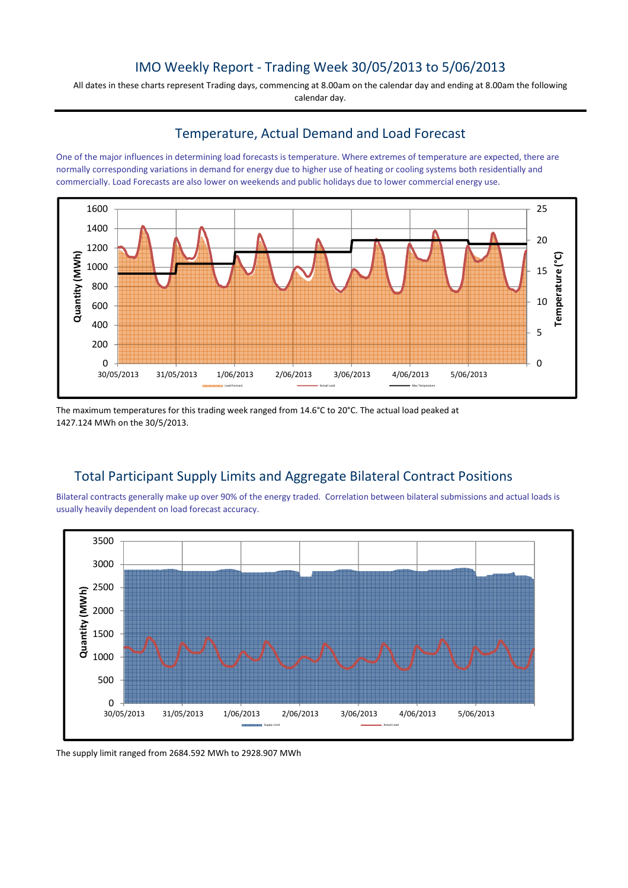# IMO Weekly Report - Trading Week 30/05/2013 to 5/06/2013

All dates in these charts represent Trading days, commencing at 8.00am on the calendar day and ending at 8.00am the following calendar day.

## Temperature, Actual Demand and Load Forecast

One of the major influences in determining load forecasts is temperature. Where extremes of temperature are expected, there are normally corresponding variations in demand for energy due to higher use of heating or cooling systems both residentially and commercially. Load Forecasts are also lower on weekends and public holidays due to lower commercial energy use.

The maximum temperatures for this trading week ranged from 14.6°C to 20°C. The actual load peaked at 1427.124 MWh on the 30/5/2013.

## Total Participant Supply Limits and Aggregate Bilateral Contract Positions

Bilateral contracts generally make up over 90% of the energy traded. Correlation between bilateral submissions and actual loads is usually heavily dependent on load forecast accuracy.

The supply limit ranged from 2684.592 MWh to 2928.907 MWh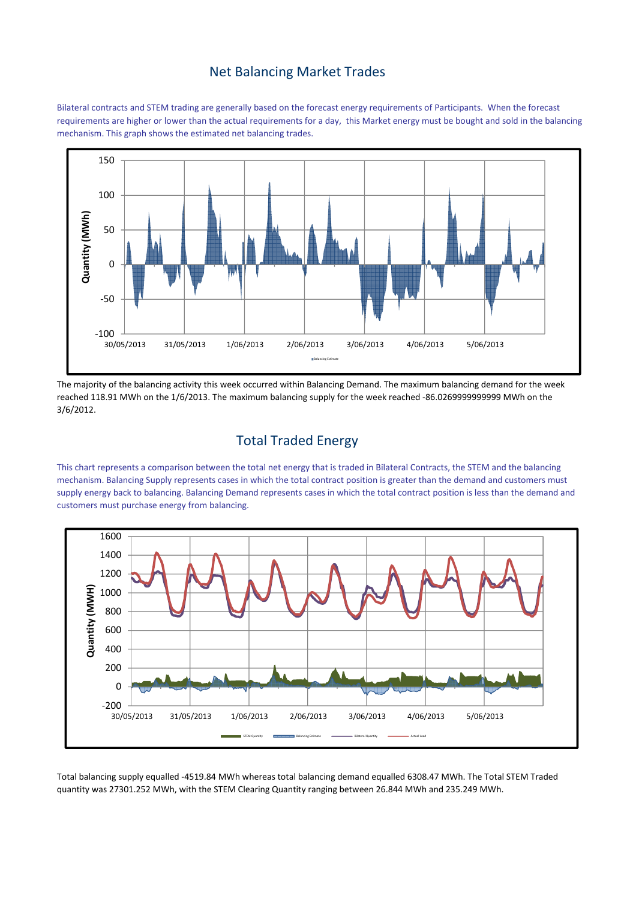## Net Balancing Market Trades

Bilateral contracts and STEM trading are generally based on the forecast energy requirements of Participants. When the forecast requirements are higher or lower than the actual requirements for a day, this Market energy must be bought and sold in the balancing mechanism. This graph shows the estimated net balancing trades.

The majority of the balancing activity this week occurred within Balancing Demand. The maximum balancing demand for the week reached 118.91 MWh on the 1/6/2013. The maximum balancing supply for the week reached -86.0269999999999 MWh on the 3/6/2012.

## Total Traded Energy

This chart represents a comparison between the total net energy that is traded in Bilateral Contracts, the STEM and the balancing mechanism. Balancing Supply represents cases in which the total contract position is greater than the demand and customers must supply energy back to balancing. Balancing Demand represents cases in which the total contract position is less than the demand and customers must purchase energy from balancing.

Total balancing supply equalled -4519.84 MWh whereas total balancing demand equalled 6308.47 MWh. The Total STEM Traded quantity was 27301.252 MWh, with the STEM Clearing Quantity ranging between 26.844 MWh and 235.249 MWh.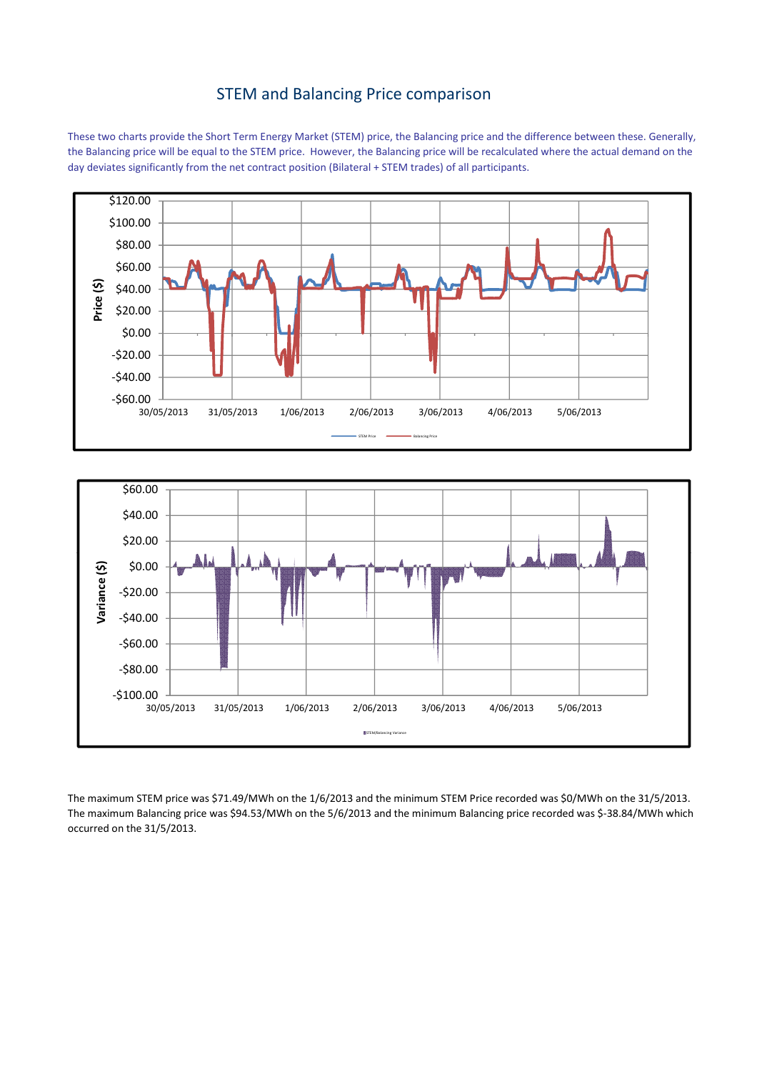# STEM and Balancing Price comparison

These two charts provide the Short Term Energy Market (STEM) price, the Balancing price and the difference between these. Generally, the Balancing price will be equal to the STEM price. However, the Balancing price will be recalculated where the actual demand on the day deviates significantly from the net contract position (Bilateral + STEM trades) of all participants.

Price ($)

$120.00
$100.00
$80.00
$60.00
$40.00
$20.00
$0.00
-$20.00
-$40.00
-$60.00

30/05/2013 31/05/2013 1/06/2013 2/06/2013 3/06/2013 4/06/2013 5/06/2013

STEM Price Balancing Price

Variance ($)

$60.00
$40.00
$20.00
$0.00
-$20.00
-$40.00
-$60.00
-$80.00
-$100.00

30/05/2013 31/05/2013 1/06/2013 2/06/2013 3/06/2013 4/06/2013 5/06/2013

STEM/Balancing Variance

The maximum STEM price was $71.49/MWh on the 1/6/2013 and the minimum STEM Price recorded was $0/MWh on the 31/5/2013. The maximum Balancing price was $94.53/MWh on the 5/6/2013 and the minimum Balancing price recorded was $-38.84/MWh which occurred on the 31/5/2013.